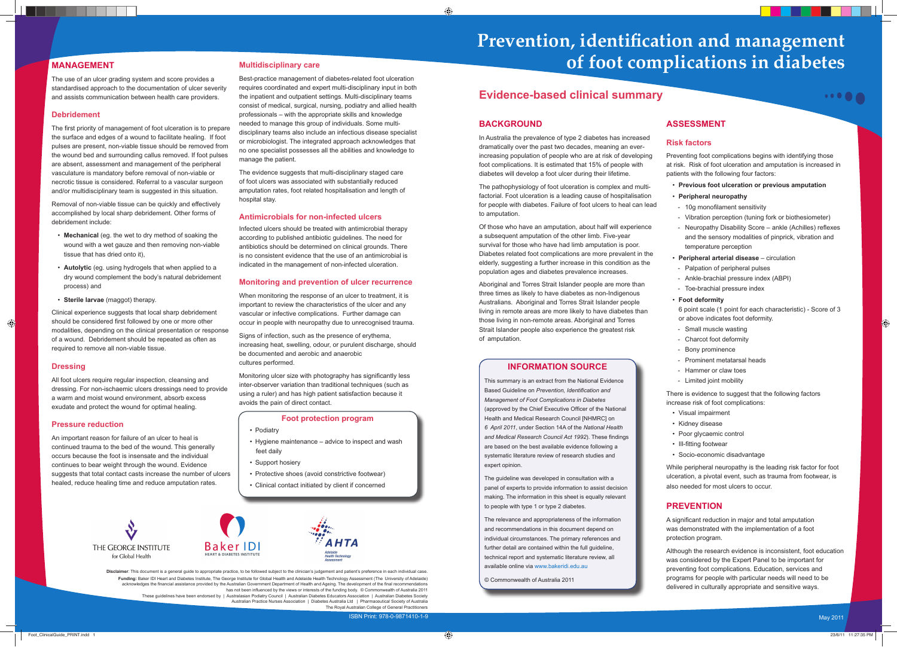# Prevention, identification and management of foot complications in diabetes

## Evidence-based clinical summary

## BACKGROUND

In Australia the prevalence of type 2 diabetes has increased dramatically over the past two decades, meaning an ever-increasing population of people who are at risk of developing foot complications. It is estimated that 15% of people with diabetes will develop a foot ulcer during their lifetime.

The pathophysiology of foot ulceration is complex and multi-factorial. Foot ulceration is a leading cause of hospitalisation for people with diabetes. Failure of foot ulcers to heal can lead to amputation.

Of those who have an amputation, about half will experience a subsequent amputation of the other limb. Five-year survival for those who have had limb amputation is poor. Diabetes related foot complications are more prevalent in the elderly, suggesting a further increase in this condition as the population ages and diabetes prevalence increases.

Aboriginal and Torres Strait Islander people are more than three times as likely to have diabetes as non-Indigenous Australians. Aboriginal and Torres Strait Islander people living in remote areas are more likely to have diabetes than those living in non-remote areas. Aboriginal and Torres Strait Islander people also experience the greatest risk of amputation.

### INFORMATION SOURCE

This summary is an extract from the National Evidence Based Guideline on *Prevention, Identification and Management of Foot Complications in Diabetes* (approved by the Chief Executive Officer of the National Health and Medical Research Council [NHMRC] on *6 April 2011*, under Section 14A of the *National Health and Medical Research Council Act 1992*). These findings are based on the best available evidence following a systematic literature review of research studies and expert opinion.

The guideline was developed in consultation with a panel of experts to provide information to assist decision making. The information in this sheet is equally relevant to people with type 1 or type 2 diabetes.

The relevance and appropriateness of the information and recommendations in this document depend on individual circumstances. The primary references and further detail are contained within the full guideline, technical report and systematic literature review, all available online via www.bakeridi.edu.au

© Commonwealth of Australia 2011

## ASSESSMENT

### Risk factors

Preventing foot complications begins with identifying those at risk. Risk of foot ulceration and amputation is increased in patients with the following four factors:

- **Previous foot ulceration or previous amputation**
- **Peripheral neuropathy**
  - 10g monofilament sensitivity
  - Vibration perception (tuning fork or biothesiometer)
  - Neuropathy Disability Score – ankle (Achilles) reflexes and the sensory modalities of pinprick, vibration and temperature perception
- **Peripheral arterial disease** – circulation
  - Palpation of peripheral pulses
  - Ankle-brachial pressure index (ABPI)
  - Toe-brachial pressure index
- **Foot deformity**
  6 point scale (1 point for each characteristic) - Score of 3 or above indicates foot deformity.
  - Small muscle wasting
  - Charcot foot deformity
  - Bony prominence
  - Prominent metatarsal heads
  - Hammer or claw toes
  - Limited joint mobility

There is evidence to suggest that the following factors increase risk of foot complications:

- Visual impairment
- Kidney disease
- Poor glycaemic control
- Ill-fitting footwear
- Socio-economic disadvantage

While peripheral neuropathy is the leading risk factor for foot ulceration, a pivotal event, such as trauma from footwear, is also needed for most ulcers to occur.

## PREVENTION

A significant reduction in major and total amputation was demonstrated with the implementation of a foot protection program.

Although the research evidence is inconsistent, foot education was considered by the Expert Panel to be important for preventing foot complications. Education, services and programs for people with particular needs will need to be delivered in culturally appropriate and sensitive ways.

## MANAGEMENT

The use of an ulcer grading system and score provides a standardised approach to the documentation of ulcer severity and assists communication between health care providers.

### Debridement

The first priority of management of foot ulceration is to prepare the surface and edges of a wound to facilitate healing. If foot pulses are present, non-viable tissue should be removed from the wound bed and surrounding callus removed. If foot pulses are absent, assessment and management of the peripheral vasculature is mandatory before removal of non-viable or necrotic tissue is considered. Referral to a vascular surgeon and/or multidisciplinary team is suggested in this situation.

Removal of non-viable tissue can be quickly and effectively accomplished by local sharp debridement. Other forms of debridement include:

- **Mechanical** (eg. the wet to dry method of soaking the wound with a wet gauze and then removing non-viable tissue that has dried onto it),
- **Autolytic** (eg. using hydrogels that when applied to a dry wound complement the body's natural debridement process) and
- **Sterile larvae** (maggot) therapy.

Clinical experience suggests that local sharp debridement should be considered first followed by one or more other modalities, depending on the clinical presentation or response of a wound. Debridement should be repeated as often as required to remove all non-viable tissue.

### Dressing

All foot ulcers require regular inspection, cleansing and dressing. For non-ischaemic ulcers dressings need to provide a warm and moist wound environment, absorb excess exudate and protect the wound for optimal healing.

### Pressure reduction

An important reason for failure of an ulcer to heal is continued trauma to the bed of the wound. This generally occurs because the foot is insensate and the individual continues to bear weight through the wound. Evidence suggests that total contact casts increase the number of ulcers healed, reduce healing time and reduce amputation rates.

### Multidisciplinary care

Best-practice management of diabetes-related foot ulceration requires coordinated and expert multi-disciplinary input in both the inpatient and outpatient settings. Multi-disciplinary teams consist of medical, surgical, nursing, podiatry and allied health professionals – with the appropriate skills and knowledge needed to manage this group of individuals. Some multi-disciplinary teams also include an infectious disease specialist or microbiologist. The integrated approach acknowledges that no one specialist possesses all the abilities and knowledge to manage the patient.

The evidence suggests that multi-disciplinary staged care of foot ulcers was associated with substantially reduced amputation rates, foot related hospitalisation and length of hospital stay.

### Antimicrobials for non-infected ulcers

Infected ulcers should be treated with antimicrobial therapy according to published antibiotic guidelines. The need for antibiotics should be determined on clinical grounds. There is no consistent evidence that the use of an antimicrobial is indicated in the management of non-infected ulceration.

### Monitoring and prevention of ulcer recurrence

When monitoring the response of an ulcer to treatment, it is important to review the characteristics of the ulcer and any vascular or infective complications. Further damage can occur in people with neuropathy due to unrecognised trauma.

Signs of infection, such as the presence of erythema, increasing heat, swelling, odour, or purulent discharge, should be documented and aerobic and anaerobic cultures performed.

Monitoring ulcer size with photography has significantly less inter-observer variation than traditional techniques (such as using a ruler) and has high patient satisfaction because it avoids the pain of direct contact.

### Foot protection program

- Podiatry
- Hygiene maintenance – advice to inspect and wash feet daily
- Support hosiery
- Protective shoes (avoid constrictive footwear)
- Clinical contact initiated by client if concerned

THE GEORGE INSTITUTE for Global Health | Baker IDI HEART & DIABETES INSTITUTE | AHTA Adelaide Health Technology Assessment

**Disclaimer**: This document is a general guide to appropriate practice, to be followed subject to the clinician's judgement and patient's preference in each individual case.

**Funding:** Baker IDI Heart and Diabetes Institute, The George Institute for Global Health and Adelaide Health Technology Assessment (The University of Adelaide) acknowledges the financial assistance provided by the Australian Government Department of Health and Ageing. The development of the final recommendations has not been influenced by the views or interests of the funding body. © Commonwealth of Australia 2011

These guidelines have been endorsed by | Australasian Podiatry Council | Australian Diabetes Educators Association | Australian Diabetes Society Australian Practice Nurses Association | Diabetes Australia Ltd | Pharmaceutical Society of Australia The Royal Australian College of General Practitioners

ISBN Print: 978-0-9871410-1-9

May 2011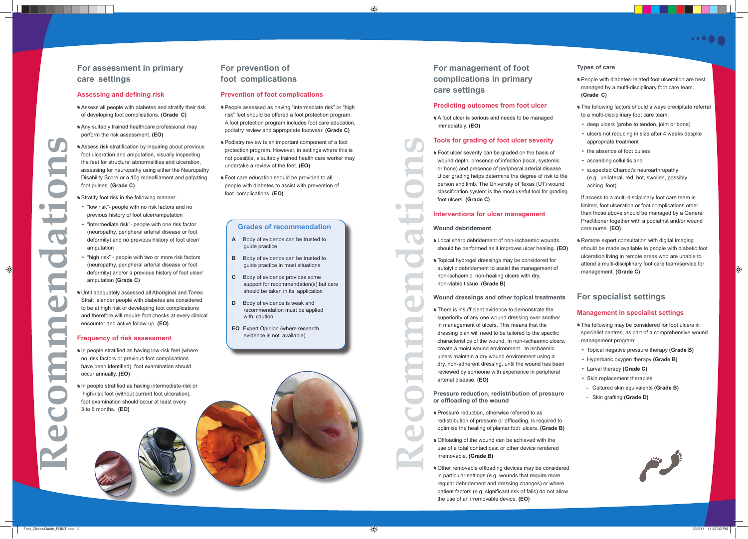# Recommendations

## For assessment in primary care settings

### Assessing and defining risk

- Assess all people with diabetes and stratify their risk of developing foot complications. **(Grade C)**
- Any suitably trained healthcare professional may perform the risk assessment. **(EO)**
- Assess risk stratification by inquiring about previous foot ulceration and amputation, visually inspecting the feet for structural abnormalities and ulceration, assessing for neuropathy using either the Neuropathy Disability Score or a 10g monofilament and palpating foot pulses. **(Grade C)**
- Stratify foot risk in the following manner:
  - "low risk"- people with no risk factors and no previous history of foot ulcer/amputation
  - "intermediate risk"- people with one risk factor (neuropathy, peripheral arterial disease or foot deformity) and no previous history of foot ulcer/amputation
  - "high risk" - people with two or more risk factors (neuropathy, peripheral arterial disease or foot deformity) and/or a previous history of foot ulcer/amputation **(Grade C)**
- Until adequately assessed all Aboriginal and Torres Strait Islander people with diabetes are considered to be at high risk of developing foot complications and therefore will require foot checks at every clinical encounter and active follow-up. **(EO)**

### Frequency of risk assessment

- In people stratified as having low-risk feet (where no risk factors or previous foot complications have been identified), foot examination should occur annually. **(EO)**
- In people stratified as having intermediate-risk or high-risk feet (without current foot ulceration), foot examination should occur at least every 3 to 6 months. **(EO)**

## For prevention of foot complications

### Prevention of foot complications

- People assessed as having "intermediate risk" or "high risk" feet should be offered a foot protection program. A foot protection program includes foot care education, podiatry review and appropriate footwear. **(Grade C)**
- Podiatry review is an important component of a foot protection program. However, in settings where this is not possible, a suitably trained health care worker may undertake a review of the feet. **(EO)**
- Foot care education should be provided to all people with diabetes to assist with prevention of foot complications. **(EO)**

### Grades of recommendation

| Grade | Description |
|---|---|
| **A** | Body of evidence can be trusted to guide practice |
| **B** | Body of evidence can be trusted to guide practice in most situations |
| **C** | Body of evidence provides some support for recommendation(s) but care should be taken in its application |
| **D** | Body of evidence is weak and recommendation must be applied with caution |
| **EO** | Expert Opinion (where research evidence is not available) |

# Recommendations

## For management of foot complications in primary care settings

### Predicting outcomes from foot ulcer

- A foot ulcer is serious and needs to be managed immediately. **(EO)**

### Tools for grading of foot ulcer severity

- Foot ulcer severity can be graded on the basis of wound depth, presence of infection (local, systemic or bone) and presence of peripheral arterial disease. Ulcer grading helps determine the degree of risk to the person and limb. The University of Texas (UT) wound classification system is the most useful tool for grading foot ulcers. **(Grade C)**

### Interventions for ulcer management

#### Wound debridement

- Local sharp debridement of non-ischaemic wounds should be performed as it improves ulcer healing. **(EO)**
- Topical hydrogel dressings may be considered for autolytic debridement to assist the management of non-ischaemic, non-healing ulcers with dry, non-viable tissue. **(Grade B)**

#### Wound dressings and other topical treatments

- There is insufficient evidence to demonstrate the superiority of any one wound dressing over another in management of ulcers. This means that the dressing plan will need to be tailored to the specific characteristics of the wound. In non-ischaemic ulcers, create a moist wound environment. In ischaemic ulcers maintain a dry wound environment using a dry, non-adherent dressing, until the wound has been reviewed by someone with experience in peripheral arterial disease. **(EO)**

#### Pressure reduction, redistribution of pressure or offloading of the wound

- Pressure reduction, otherwise referred to as redistribution of pressure or offloading, is required to optimise the healing of plantar foot ulcers. **(Grade B)**
- Offloading of the wound can be achieved with the use of a total contact cast or other device rendered irremovable. **(Grade B)**
- Other removable offloading devices may be considered in particular settings (e.g. wounds that require more regular debridement and dressing changes) or where patient factors (e.g. significant risk of falls) do not allow the use of an irremovable device. **(EO)**

### Types of care

- People with diabetes-related foot ulceration are best managed by a multi-disciplinary foot care team. **(Grade C)**
- The following factors should always precipitate referral to a multi-disciplinary foot care team:
  - deep ulcers (probe to tendon, joint or bone)
  - ulcers not reducing in size after 4 weeks despite appropriate treatment
  - the absence of foot pulses
  - ascending cellulitis and
  - suspected Charcot's neuroarthropathy (e.g. unilateral, red, hot, swollen, possibly aching foot)

  If access to a multi-disciplinary foot care team is limited, foot ulceration or foot complications other than those above should be managed by a General Practitioner together with a podiatrist and/or wound care nurse. **(EO)**
- Remote expert consultation with digital imaging should be made available to people with diabetic foot ulceration living in remote areas who are unable to attend a multi-disciplinary foot care team/service for management. **(Grade C)**

## For specialist settings

### Management in specialist settings

- The following may be considered for foot ulcers in specialist centres, as part of a comprehensive wound management program:
  - Topical negative pressure therapy **(Grade B)**
  - Hyperbaric oxygen therapy **(Grade B)**
  - Larval therapy **(Grade C)**
  - Skin replacement therapies
    - Cultured skin equivalents **(Grade B)**
    - Skin grafting **(Grade D)**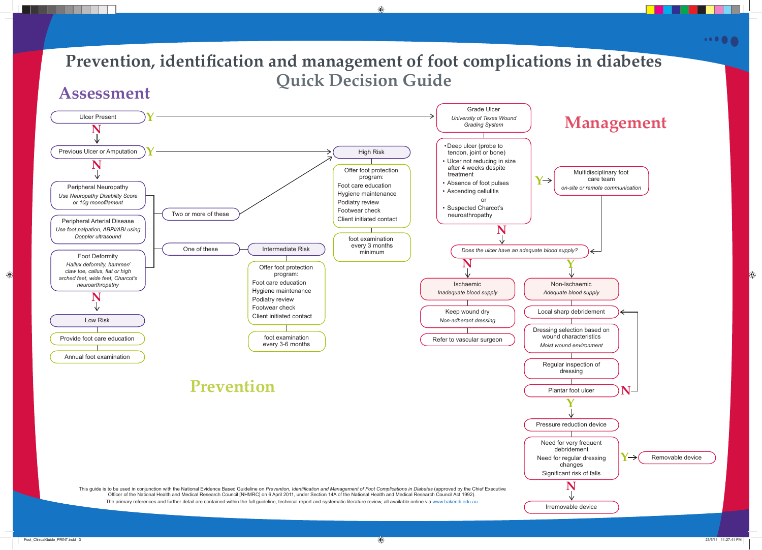# Prevention, identification and management of foot complications in diabetes

## Quick Decision Guide

## Assessment

- **Ulcer Present** — Y → Grade Ulcer
  - N ↓
- **Previous Ulcer or Amputation** — Y → High Risk
  - N ↓
- **Peripheral Neuropathy**
  *Use Neuropathy Disability Score or 10g monofilament*
- **Peripheral Arterial Disease**
  *Use foot palpation, ABPI/ABI using Doppler ultrasound*
- **Foot Deformity**
  *Hallux deformity, hammer/claw toe, callus, flat or high arched feet, wide feet, Charcot's neuroarthropathy*
  - N ↓

Two or more of these → High Risk

One of these → Intermediate Risk

## Prevention

**Low Risk**
- Provide foot care education
- Annual foot examination

**Intermediate Risk**
- Offer foot protection program:
  - Foot care education
  - Hygiene maintenance
  - Podiatry review
  - Footwear check
  - Client initiated contact
- foot examination every 3-6 months

**High Risk**
- Offer foot protection program:
  - Foot care education
  - Hygiene maintenance
  - Podiatry review
  - Footwear check
  - Client initiated contact
- foot examination every 3 months minimum

## Management

**Grade Ulcer**
*University of Texas Wound Grading System*

- Deep ulcer (probe to tendon, joint or bone)
- Ulcer not reducing in size after 4 weeks despite treatment
- Absence of foot pulses
- Ascending cellulitis

or

- Suspected Charcot's neuroathropathy

Y → **Multidisciplinary foot care team**
*on-site or remote communication* → Does the ulcer have an adequate blood supply?

N ↓

*Does the ulcer have an adequate blood supply?*

- N → **Ischaemic**
  *Inadequate blood supply*
  - Keep wound dry
    *Non-adherant dressing*
  - Refer to vascular surgeon
- Y → **Non-Ischaemic**
  *Adequate blood supply*
  - Local sharp debridement
  - Dressing selection based on wound characteristics
    *Moist wound environment*
  - Regular inspection of dressing
  - Plantar foot ulcer — N → Local sharp debridement
    - Y ↓
  - Pressure reduction device
  - Need for very frequent debridement
    Need for regular dressing changes
    Significant risk of falls
    - Y → Removable device
    - N → Irremovable device

This guide is to be used in conjunction with the National Evidence Based Guideline on *Prevention, Identification and Management of Foot Complications in Diabetes* (approved by the Chief Executive Officer of the National Health and Medical Research Council [NHMRC] on 6 April 2011, under Section 14A of the National Health and Medical Research Council Act 1992).

The primary references and further detail are contained within the full guideline, technical report and systematic literature review, all available online via www.bakeridi.edu.au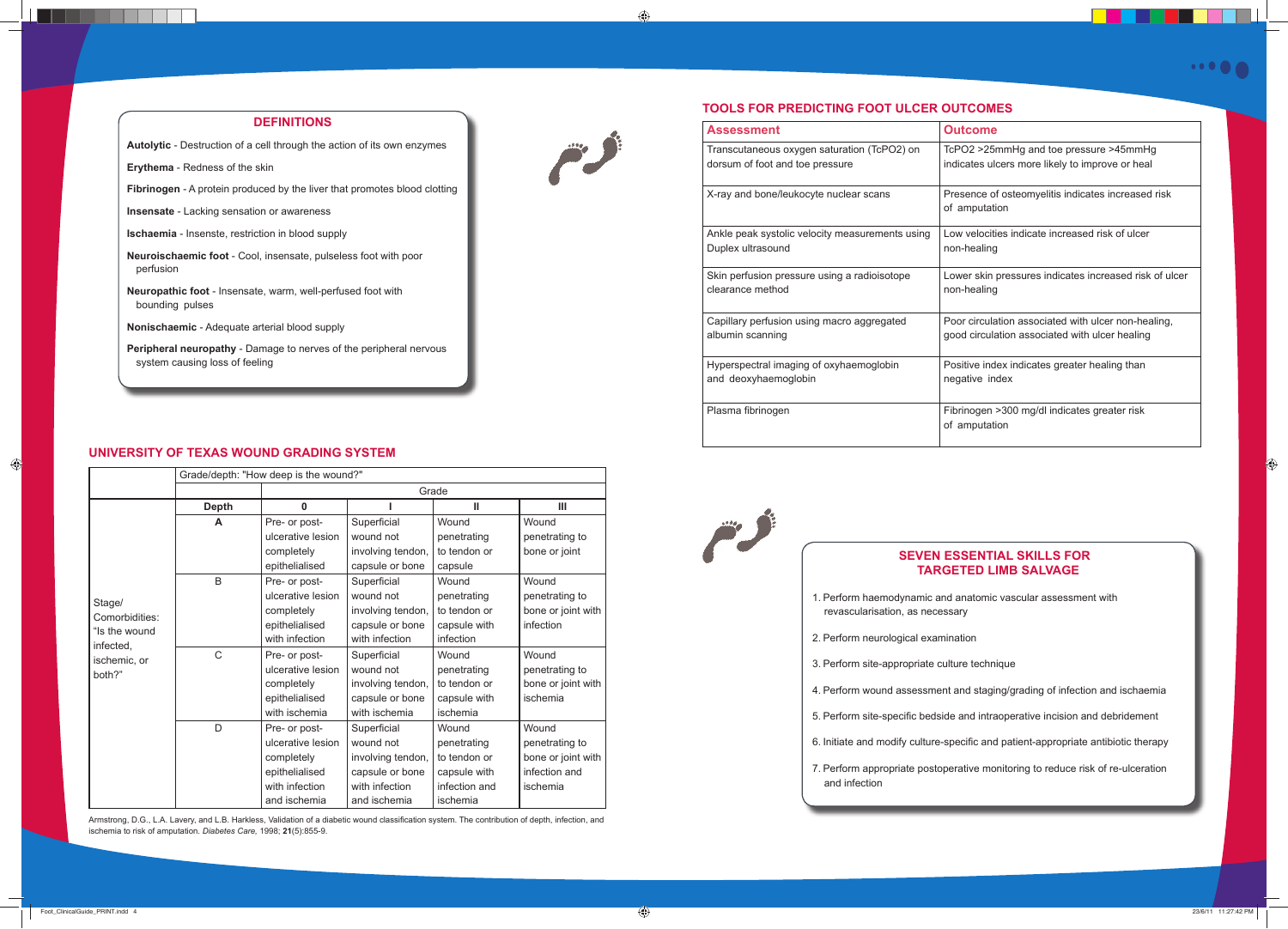## DEFINITIONS

**Autolytic** - Destruction of a cell through the action of its own enzymes

**Erythema** - Redness of the skin

**Fibrinogen** - A protein produced by the liver that promotes blood clotting

**Insensate** - Lacking sensation or awareness

**Ischaemia** - Insenste, restriction in blood supply

**Neuroischaemic foot** - Cool, insensate, pulseless foot with poor perfusion

**Neuropathic foot** - Insensate, warm, well-perfused foot with bounding pulses

**Nonischaemic** - Adequate arterial blood supply

**Peripheral neuropathy** - Damage to nerves of the peripheral nervous system causing loss of feeling

## UNIVERSITY OF TEXAS WOUND GRADING SYSTEM

| | Grade/depth: "How deep is the wound?" | | | | |
|---|---|---|---|---|---|
| | | Grade | | | |
| | **Depth** | **0** | **I** | **II** | **III** |
| Stage/ Comorbidities: "Is the wound infected, ischemic, or both?" | **A** | Pre- or post-ulcerative lesion completely epithelialised | Superficial wound not involving tendon, capsule or bone | Wound penetrating to tendon or capsule | Wound penetrating to bone or joint |
| | B | Pre- or post-ulcerative lesion completely epithelialised with infection | Superficial wound not involving tendon, capsule or bone with infection | Wound penetrating to tendon or capsule with infection | Wound penetrating to bone or joint with infection |
| | C | Pre- or post-ulcerative lesion completely epithelialised with ischemia | Superficial wound not involving tendon, capsule or bone with ischemia | Wound penetrating to tendon or capsule with ischemia | Wound penetrating to bone or joint with ischemia |
| | D | Pre- or post-ulcerative lesion completely epithelialised with infection and ischemia | Superficial wound not involving tendon, capsule or bone with infection and ischemia | Wound penetrating to tendon or capsule with infection and ischemia | Wound penetrating to bone or joint with infection and ischemia |

Armstrong, D.G., L.A. Lavery, and L.B. Harkless, Validation of a diabetic wound classification system. The contribution of depth, infection, and ischemia to risk of amputation. *Diabetes Care*, 1998; **21**(5):855-9.

## TOOLS FOR PREDICTING FOOT ULCER OUTCOMES

| Assessment | Outcome |
|---|---|
| Transcutaneous oxygen saturation (TcPO2) on dorsum of foot and toe pressure | TcPO2 >25mmHg and toe pressure >45mmHg indicates ulcers more likely to improve or heal |
| X-ray and bone/leukocyte nuclear scans | Presence of osteomyelitis indicates increased risk of amputation |
| Ankle peak systolic velocity measurements using Duplex ultrasound | Low velocities indicate increased risk of ulcer non-healing |
| Skin perfusion pressure using a radioisotope clearance method | Lower skin pressures indicates increased risk of ulcer non-healing |
| Capillary perfusion using macro aggregated albumin scanning | Poor circulation associated with ulcer non-healing, good circulation associated with ulcer healing |
| Hyperspectral imaging of oxyhaemoglobin and deoxyhaemoglobin | Positive index indicates greater healing than negative index |
| Plasma fibrinogen | Fibrinogen >300 mg/dl indicates greater risk of amputation |

## SEVEN ESSENTIAL SKILLS FOR TARGETED LIMB SALVAGE

1. Perform haemodynamic and anatomic vascular assessment with revascularisation, as necessary
2. Perform neurological examination
3. Perform site-appropriate culture technique
4. Perform wound assessment and staging/grading of infection and ischaemia
5. Perform site-specific bedside and intraoperative incision and debridement
6. Initiate and modify culture-specific and patient-appropriate antibiotic therapy
7. Perform appropriate postoperative monitoring to reduce risk of re-ulceration and infection